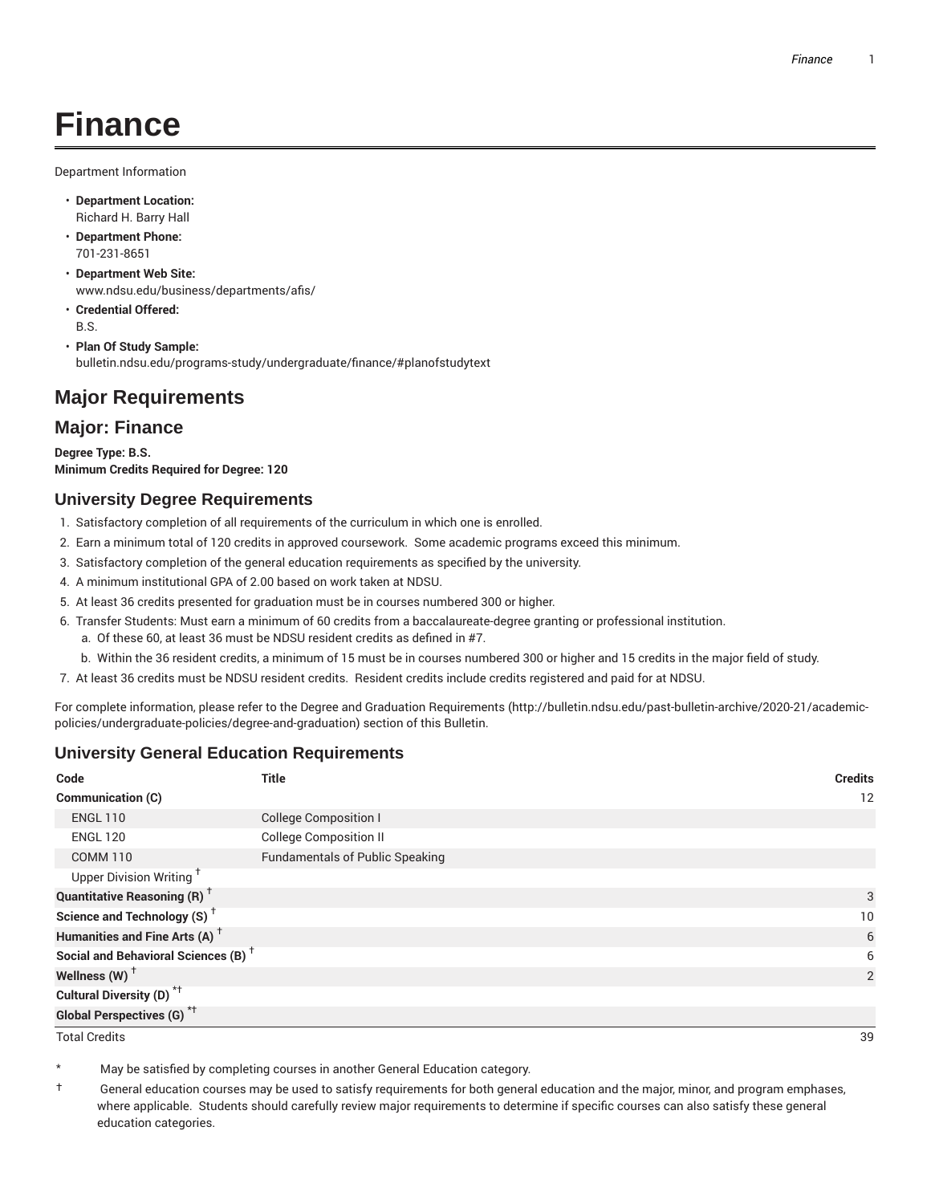# Finance

Department Information

- **Department Location:**
  Richard H. Barry Hall
- **Department Phone:**
  701-231-8651
- **Department Web Site:**
  www.ndsu.edu/business/departments/afis/
- **Credential Offered:**
  B.S.
- **Plan Of Study Sample:**
  bulletin.ndsu.edu/programs-study/undergraduate/finance/#planofstudytext

## Major Requirements

## Major: Finance

**Degree Type: B.S.**
**Minimum Credits Required for Degree: 120**

### University Degree Requirements

1. Satisfactory completion of all requirements of the curriculum in which one is enrolled.
2. Earn a minimum total of 120 credits in approved coursework. Some academic programs exceed this minimum.
3. Satisfactory completion of the general education requirements as specified by the university.
4. A minimum institutional GPA of 2.00 based on work taken at NDSU.
5. At least 36 credits presented for graduation must be in courses numbered 300 or higher.
6. Transfer Students: Must earn a minimum of 60 credits from a baccalaureate-degree granting or professional institution.
   a. Of these 60, at least 36 must be NDSU resident credits as defined in #7.
   b. Within the 36 resident credits, a minimum of 15 must be in courses numbered 300 or higher and 15 credits in the major field of study.
7. At least 36 credits must be NDSU resident credits. Resident credits include credits registered and paid for at NDSU.

For complete information, please refer to the Degree and Graduation Requirements (http://bulletin.ndsu.edu/past-bulletin-archive/2020-21/academic-policies/undergraduate-policies/degree-and-graduation) section of this Bulletin.

### University General Education Requirements

| Code | Title | Credits |
|---|---|---|
| **Communication (C)** | | 12 |
| ENGL 110 | College Composition I | |
| ENGL 120 | College Composition II | |
| COMM 110 | Fundamentals of Public Speaking | |
| Upper Division Writing † | | |
| **Quantitative Reasoning (R)** † | | 3 |
| **Science and Technology (S)** † | | 10 |
| **Humanities and Fine Arts (A)** † | | 6 |
| **Social and Behavioral Sciences (B)** † | | 6 |
| **Wellness (W)** † | | 2 |
| **Cultural Diversity (D)** *† | | |
| **Global Perspectives (G)** *† | | |
| Total Credits | | 39 |

\* May be satisfied by completing courses in another General Education category.

† General education courses may be used to satisfy requirements for both general education and the major, minor, and program emphases, where applicable. Students should carefully review major requirements to determine if specific courses can also satisfy these general education categories.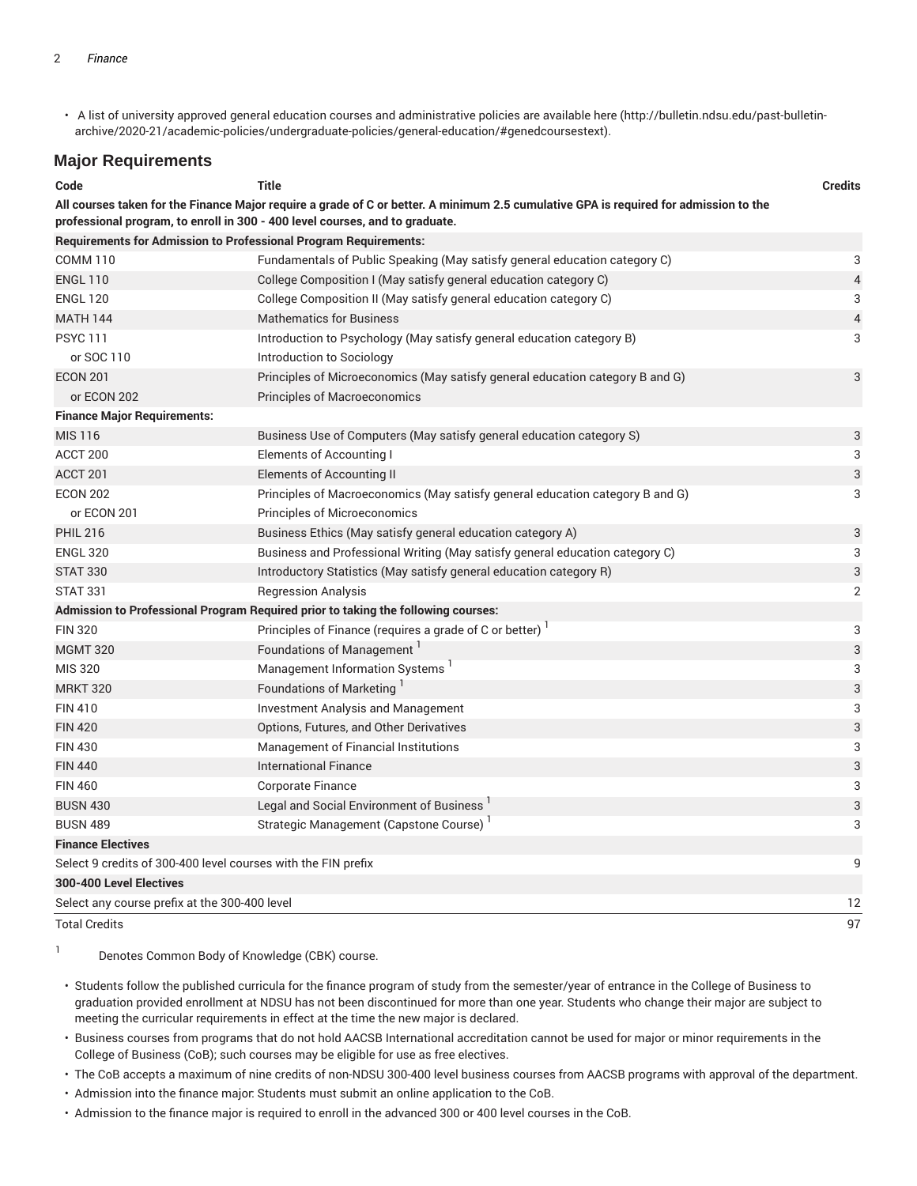- A list of university approved general education courses and administrative policies are available here (http://bulletin.ndsu.edu/past-bulletin-archive/2020-21/academic-policies/undergraduate-policies/general-education/#genedcoursestext).

## Major Requirements

| Code | Title | Credits |
|---|---|---|
| **All courses taken for the Finance Major require a grade of C or better. A minimum 2.5 cumulative GPA is required for admission to the professional program, to enroll in 300 - 400 level courses, and to graduate.** | | |
| **Requirements for Admission to Professional Program Requirements:** | | |
| COMM 110 | Fundamentals of Public Speaking (May satisfy general education category C) | 3 |
| ENGL 110 | College Composition I (May satisfy general education category C) | 4 |
| ENGL 120 | College Composition II (May satisfy general education category C) | 3 |
| MATH 144 | Mathematics for Business | 4 |
| PSYC 111 | Introduction to Psychology (May satisfy general education category B) | 3 |
| or SOC 110 | Introduction to Sociology | |
| ECON 201 | Principles of Microeconomics (May satisfy general education category B and G) | 3 |
| or ECON 202 | Principles of Macroeconomics | |
| **Finance Major Requirements:** | | |
| MIS 116 | Business Use of Computers (May satisfy general education category S) | 3 |
| ACCT 200 | Elements of Accounting I | 3 |
| ACCT 201 | Elements of Accounting II | 3 |
| ECON 202 | Principles of Macroeconomics (May satisfy general education category B and G) | 3 |
| or ECON 201 | Principles of Microeconomics | |
| PHIL 216 | Business Ethics (May satisfy general education category A) | 3 |
| ENGL 320 | Business and Professional Writing (May satisfy general education category C) | 3 |
| STAT 330 | Introductory Statistics (May satisfy general education category R) | 3 |
| STAT 331 | Regression Analysis | 2 |
| **Admission to Professional Program Required prior to taking the following courses:** | | |
| FIN 320 | Principles of Finance (requires a grade of C or better) [1] | 3 |
| MGMT 320 | Foundations of Management [1] | 3 |
| MIS 320 | Management Information Systems [1] | 3 |
| MRKT 320 | Foundations of Marketing [1] | 3 |
| FIN 410 | Investment Analysis and Management | 3 |
| FIN 420 | Options, Futures, and Other Derivatives | 3 |
| FIN 430 | Management of Financial Institutions | 3 |
| FIN 440 | International Finance | 3 |
| FIN 460 | Corporate Finance | 3 |
| BUSN 430 | Legal and Social Environment of Business [1] | 3 |
| BUSN 489 | Strategic Management (Capstone Course) [1] | 3 |
| **Finance Electives** | | |
| Select 9 credits of 300-400 level courses with the FIN prefix | | 9 |
| **300-400 Level Electives** | | |
| Select any course prefix at the 300-400 level | | 12 |
| Total Credits | | 97 |

[1] Denotes Common Body of Knowledge (CBK) course.

- Students follow the published curricula for the finance program of study from the semester/year of entrance in the College of Business to graduation provided enrollment at NDSU has not been discontinued for more than one year. Students who change their major are subject to meeting the curricular requirements in effect at the time the new major is declared.
- Business courses from programs that do not hold AACSB International accreditation cannot be used for major or minor requirements in the College of Business (CoB); such courses may be eligible for use as free electives.
- The CoB accepts a maximum of nine credits of non-NDSU 300-400 level business courses from AACSB programs with approval of the department.
- Admission into the finance major: Students must submit an online application to the CoB.
- Admission to the finance major is required to enroll in the advanced 300 or 400 level courses in the CoB.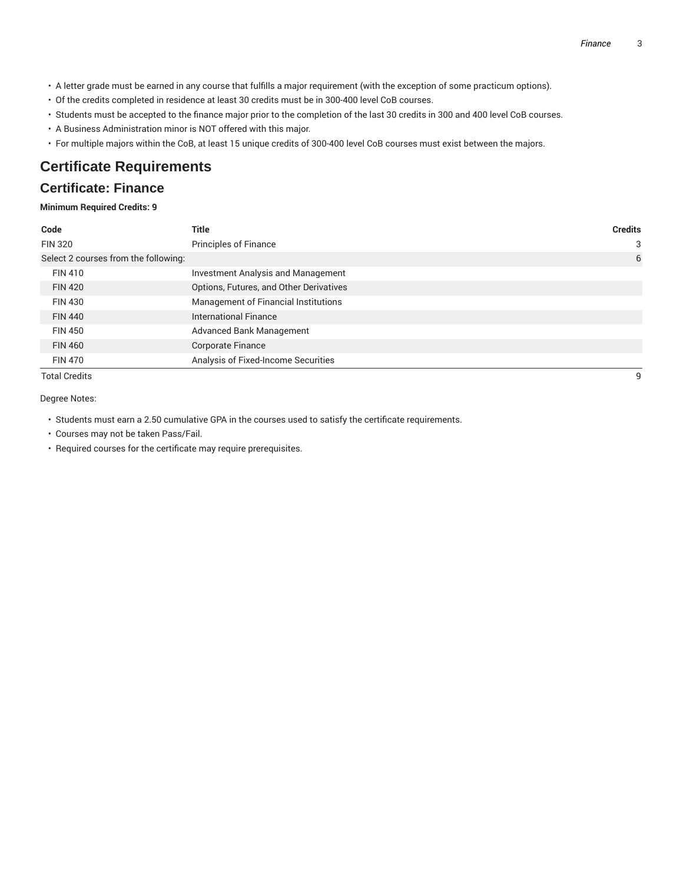- A letter grade must be earned in any course that fulfills a major requirement (with the exception of some practicum options).
- Of the credits completed in residence at least 30 credits must be in 300-400 level CoB courses.
- Students must be accepted to the finance major prior to the completion of the last 30 credits in 300 and 400 level CoB courses.
- A Business Administration minor is NOT offered with this major.
- For multiple majors within the CoB, at least 15 unique credits of 300-400 level CoB courses must exist between the majors.

# Certificate Requirements

## Certificate: Finance

**Minimum Required Credits: 9**

| Code | Title | Credits |
|---|---|---|
| FIN 320 | Principles of Finance | 3 |
| Select 2 courses from the following: | | 6 |
| FIN 410 | Investment Analysis and Management | |
| FIN 420 | Options, Futures, and Other Derivatives | |
| FIN 430 | Management of Financial Institutions | |
| FIN 440 | International Finance | |
| FIN 450 | Advanced Bank Management | |
| FIN 460 | Corporate Finance | |
| FIN 470 | Analysis of Fixed-Income Securities | |
| Total Credits | | 9 |

Degree Notes:

- Students must earn a 2.50 cumulative GPA in the courses used to satisfy the certificate requirements.
- Courses may not be taken Pass/Fail.
- Required courses for the certificate may require prerequisites.